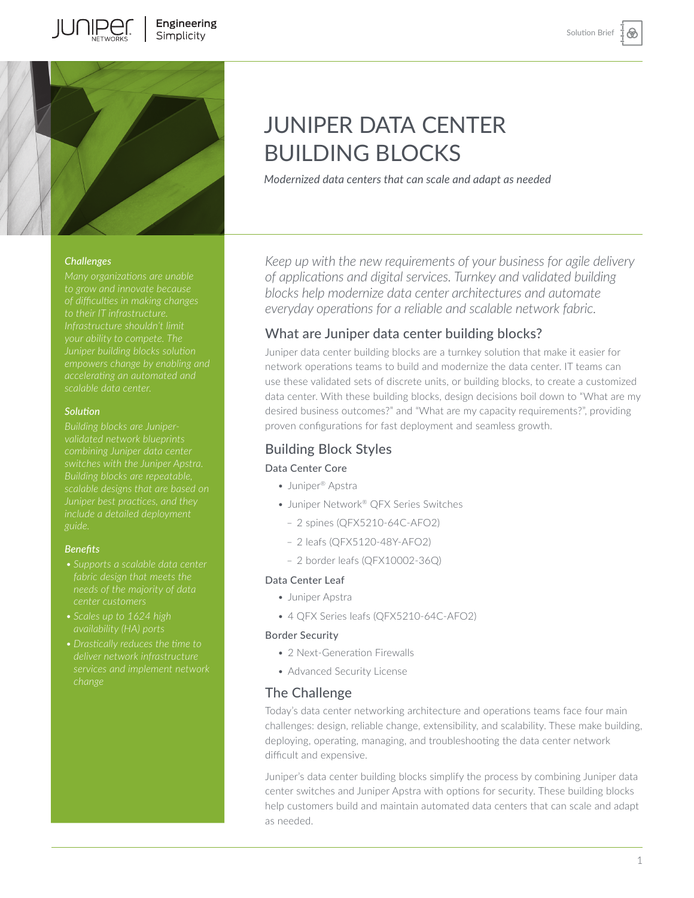Solution Brief

# JUNIPER DATA CENTER BUILDING BLOCKS

*Modernized data centers that can scale and adapt as needed*

### *Challenges*

*Many organizations are unable to grow and innovate because of difficulties in making changes to their IT infrastructure. Infrastructure shouldn't limit your ability to compete. The Juniper building blocks solution empowers change by enabling and accelerating an automated and scalable data center.*

### *Solution*

*Building blocks are Juniper-validated network blueprints combining Juniper data center switches with the Juniper Apstra. Building blocks are repeatable, scalable designs that are based on Juniper best practices, and they include a detailed deployment guide.*

### *Benefits*

- *Supports a scalable data center fabric design that meets the needs of the majority of data center customers*
- *Scales up to 1624 high availability (HA) ports*
- *Drastically reduces the time to deliver network infrastructure services and implement network change*

*Keep up with the new requirements of your business for agile delivery of applications and digital services. Turnkey and validated building blocks help modernize data center architectures and automate everyday operations for a reliable and scalable network fabric.*

## What are Juniper data center building blocks?

Juniper data center building blocks are a turnkey solution that make it easier for network operations teams to build and modernize the data center. IT teams can use these validated sets of discrete units, or building blocks, to create a customized data center. With these building blocks, design decisions boil down to "What are my desired business outcomes?" and "What are my capacity requirements?", providing proven configurations for fast deployment and seamless growth.

## Building Block Styles

### Data Center Core

- Juniper® Apstra
- Juniper Network® QFX Series Switches
  - 2 spines (QFX5210-64C-AFO2)
  - 2 leafs (QFX5120-48Y-AFO2)
  - 2 border leafs (QFX10002-36Q)

### Data Center Leaf

- Juniper Apstra
- 4 QFX Series leafs (QFX5210-64C-AFO2)

### Border Security

- 2 Next-Generation Firewalls
- Advanced Security License

## The Challenge

Today's data center networking architecture and operations teams face four main challenges: design, reliable change, extensibility, and scalability. These make building, deploying, operating, managing, and troubleshooting the data center network difficult and expensive.

Juniper's data center building blocks simplify the process by combining Juniper data center switches and Juniper Apstra with options for security. These building blocks help customers build and maintain automated data centers that can scale and adapt as needed.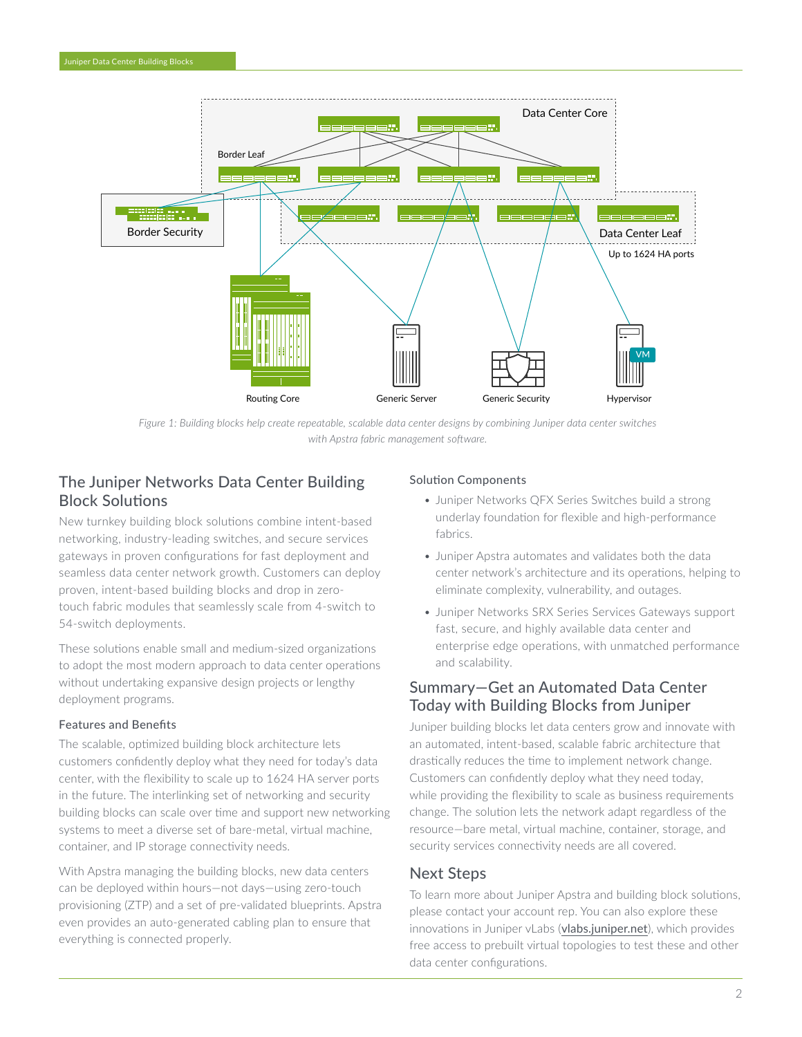Figure 1: Building blocks help create repeatable, scalable data center designs by combining Juniper data center switches with Apstra fabric management software.

## The Juniper Networks Data Center Building Block Solutions

New turnkey building block solutions combine intent-based networking, industry-leading switches, and secure services gateways in proven configurations for fast deployment and seamless data center network growth. Customers can deploy proven, intent-based building blocks and drop in zero-touch fabric modules that seamlessly scale from 4-switch to 54-switch deployments.

These solutions enable small and medium-sized organizations to adopt the most modern approach to data center operations without undertaking expansive design projects or lengthy deployment programs.

### Features and Benefits

The scalable, optimized building block architecture lets customers confidently deploy what they need for today's data center, with the flexibility to scale up to 1624 HA server ports in the future. The interlinking set of networking and security building blocks can scale over time and support new networking systems to meet a diverse set of bare-metal, virtual machine, container, and IP storage connectivity needs.

With Apstra managing the building blocks, new data centers can be deployed within hours—not days—using zero-touch provisioning (ZTP) and a set of pre-validated blueprints. Apstra even provides an auto-generated cabling plan to ensure that everything is connected properly.

### Solution Components

- Juniper Networks QFX Series Switches build a strong underlay foundation for flexible and high-performance fabrics.
- Juniper Apstra automates and validates both the data center network's architecture and its operations, helping to eliminate complexity, vulnerability, and outages.
- Juniper Networks SRX Series Services Gateways support fast, secure, and highly available data center and enterprise edge operations, with unmatched performance and scalability.

## Summary—Get an Automated Data Center Today with Building Blocks from Juniper

Juniper building blocks let data centers grow and innovate with an automated, intent-based, scalable fabric architecture that drastically reduces the time to implement network change. Customers can confidently deploy what they need today, while providing the flexibility to scale as business requirements change. The solution lets the network adapt regardless of the resource—bare metal, virtual machine, container, storage, and security services connectivity needs are all covered.

## Next Steps

To learn more about Juniper Apstra and building block solutions, please contact your account rep. You can also explore these innovations in Juniper vLabs (vlabs.juniper.net), which provides free access to prebuilt virtual topologies to test these and other data center configurations.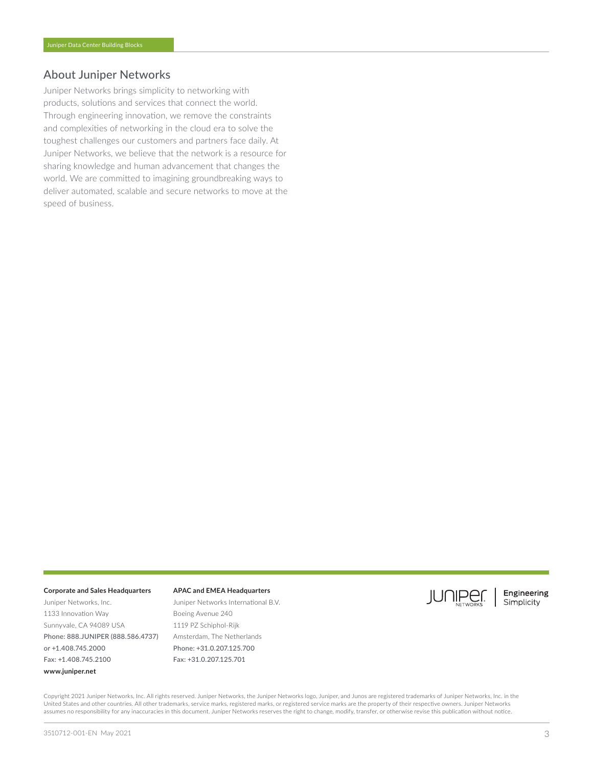## About Juniper Networks

Juniper Networks brings simplicity to networking with products, solutions and services that connect the world. Through engineering innovation, we remove the constraints and complexities of networking in the cloud era to solve the toughest challenges our customers and partners face daily. At Juniper Networks, we believe that the network is a resource for sharing knowledge and human advancement that changes the world. We are committed to imagining groundbreaking ways to deliver automated, scalable and secure networks to move at the speed of business.

**Corporate and Sales Headquarters**
Juniper Networks, Inc.
1133 Innovation Way
Sunnyvale, CA 94089 USA
Phone: 888.JUNIPER (888.586.4737)
or +1.408.745.2000
Fax: +1.408.745.2100
**www.juniper.net**

**APAC and EMEA Headquarters**
Juniper Networks International B.V.
Boeing Avenue 240
1119 PZ Schiphol-Rijk
Amsterdam, The Netherlands
Phone: +31.0.207.125.700
Fax: +31.0.207.125.701

Engineering Simplicity

Copyright 2021 Juniper Networks, Inc. All rights reserved. Juniper Networks, the Juniper Networks logo, Juniper, and Junos are registered trademarks of Juniper Networks, Inc. in the United States and other countries. All other trademarks, service marks, registered marks, or registered service marks are the property of their respective owners. Juniper Networks assumes no responsibility for any inaccuracies in this document. Juniper Networks reserves the right to change, modify, transfer, or otherwise revise this publication without notice.

3510712-001-EN May 2021